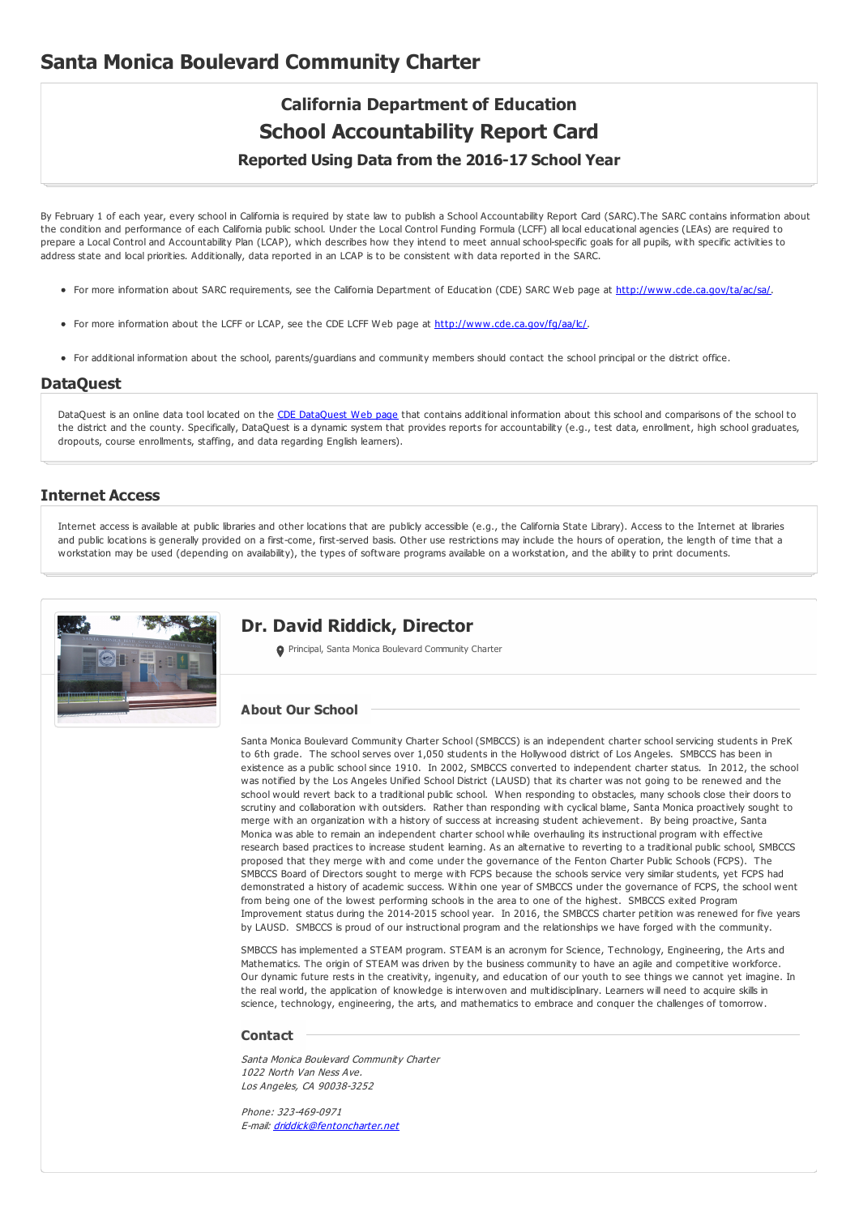# Santa Monica Boulevard Community Charter

## California Department of Education
## School Accountability Report Card
### Reported Using Data from the 2016-17 School Year

By February 1 of each year, every school in California is required by state law to publish a School Accountability Report Card (SARC).The SARC contains information about the condition and performance of each California public school. Under the Local Control Funding Formula (LCFF) all local educational agencies (LEAs) are required to prepare a Local Control and Accountability Plan (LCAP), which describes how they intend to meet annual school-specific goals for all pupils, with specific activities to address state and local priorities. Additionally, data reported in an LCAP is to be consistent with data reported in the SARC.

- For more information about SARC requirements, see the California Department of Education (CDE) SARC Web page at http://www.cde.ca.gov/ta/ac/sa/.
- For more information about the LCFF or LCAP, see the CDE LCFF Web page at http://www.cde.ca.gov/fg/aa/lc/.
- For additional information about the school, parents/guardians and community members should contact the school principal or the district office.

## DataQuest

DataQuest is an online data tool located on the CDE DataQuest Web page that contains additional information about this school and comparisons of the school to the district and the county. Specifically, DataQuest is a dynamic system that provides reports for accountability (e.g., test data, enrollment, high school graduates, dropouts, course enrollments, staffing, and data regarding English learners).

## Internet Access

Internet access is available at public libraries and other locations that are publicly accessible (e.g., the California State Library). Access to the Internet at libraries and public locations is generally provided on a first-come, first-served basis. Other use restrictions may include the hours of operation, the length of time that a workstation may be used (depending on availability), the types of software programs available on a workstation, and the ability to print documents.

## Dr. David Riddick, Director

Principal, Santa Monica Boulevard Community Charter

### About Our School

Santa Monica Boulevard Community Charter School (SMBCCS) is an independent charter school servicing students in PreK to 6th grade. The school serves over 1,050 students in the Hollywood district of Los Angeles. SMBCCS has been in existence as a public school since 1910. In 2002, SMBCCS converted to independent charter status. In 2012, the school was notified by the Los Angeles Unified School District (LAUSD) that its charter was not going to be renewed and the school would revert back to a traditional public school. When responding to obstacles, many schools close their doors to scrutiny and collaboration with outsiders. Rather than responding with cyclical blame, Santa Monica proactively sought to merge with an organization with a history of success at increasing student achievement. By being proactive, Santa Monica was able to remain an independent charter school while overhauling its instructional program with effective research based practices to increase student learning. As an alternative to reverting to a traditional public school, SMBCCS proposed that they merge with and come under the governance of the Fenton Charter Public Schools (FCPS). The SMBCCS Board of Directors sought to merge with FCPS because the schools service very similar students, yet FCPS had demonstrated a history of academic success. Within one year of SMBCCS under the governance of FCPS, the school went from being one of the lowest performing schools in the area to one of the highest. SMBCCS exited Program Improvement status during the 2014-2015 school year. In 2016, the SMBCCS charter petition was renewed for five years by LAUSD. SMBCCS is proud of our instructional program and the relationships we have forged with the community.

SMBCCS has implemented a STEAM program. STEAM is an acronym for Science, Technology, Engineering, the Arts and Mathematics. The origin of STEAM was driven by the business community to have an agile and competitive workforce. Our dynamic future rests in the creativity, ingenuity, and education of our youth to see things we cannot yet imagine. In the real world, the application of knowledge is interwoven and multidisciplinary. Learners will need to acquire skills in science, technology, engineering, the arts, and mathematics to embrace and conquer the challenges of tomorrow.

### Contact

*Santa Monica Boulevard Community Charter*
*1022 North Van Ness Ave.*
*Los Angeles, CA 90038-3252*

*Phone: 323-469-0971*
*E-mail: driddick@fentoncharter.net*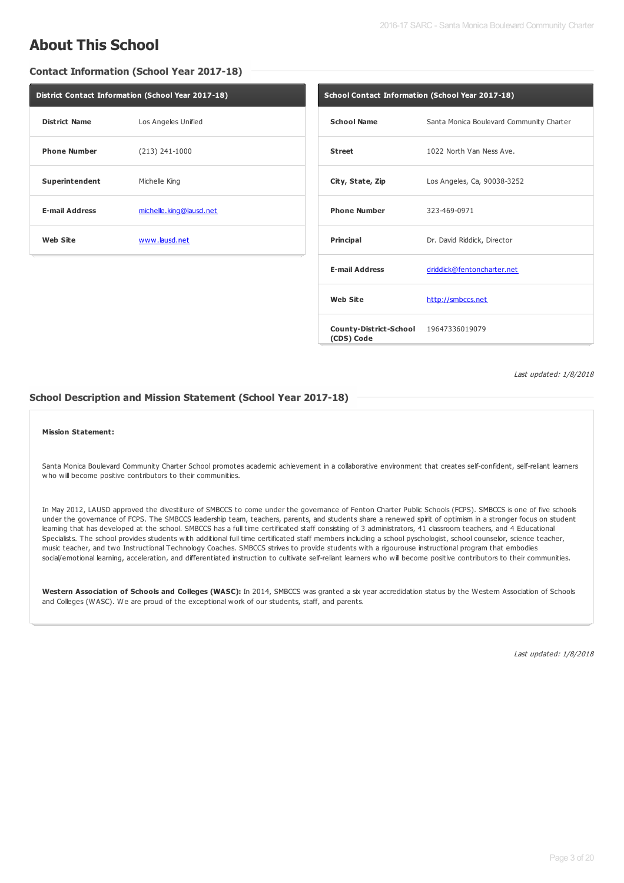# About This School

## Contact Information (School Year 2017-18)

| District Contact Information (School Year 2017-18) | |
|---|---|
| **District Name** | Los Angeles Unified |
| **Phone Number** | (213) 241-1000 |
| **Superintendent** | Michelle King |
| **E-mail Address** | michelle.king@lausd.net |
| **Web Site** | www.lausd.net |

| School Contact Information (School Year 2017-18) | |
|---|---|
| **School Name** | Santa Monica Boulevard Community Charter |
| **Street** | 1022 North Van Ness Ave. |
| **City, State, Zip** | Los Angeles, Ca, 90038-3252 |
| **Phone Number** | 323-469-0971 |
| **Principal** | Dr. David Riddick, Director |
| **E-mail Address** | driddick@fentoncharter.net |
| **Web Site** | http://smbccs.net |
| **County-District-School (CDS) Code** | 19647336019079 |

*Last updated: 1/8/2018*

## School Description and Mission Statement (School Year 2017-18)

**Mission Statement:**

Santa Monica Boulevard Community Charter School promotes academic achievement in a collaborative environment that creates self-confident, self-reliant learners who will become positive contributors to their communities.

In May 2012, LAUSD approved the divestiture of SMBCCS to come under the governance of Fenton Charter Public Schools (FCPS). SMBCCS is one of five schools under the governance of FCPS. The SMBCCS leadership team, teachers, parents, and students share a renewed spirit of optimism in a stronger focus on student learning that has developed at the school. SMBCCS has a full time certificated staff consisting of 3 administrators, 41 classroom teachers, and 4 Educational Specialists. The school provides students with additional full time certificated staff members including a school pyschologist, school counselor, science teacher, music teacher, and two Instructional Technology Coaches. SMBCCS strives to provide students with a rigourouse instructional program that embodies social/emotional learning, acceleration, and differentiated instruction to cultivate self-reliant learners who will become positive contributors to their communities.

**Western Association of Schools and Colleges (WASC):** In 2014, SMBCCS was granted a six year accredidation status by the Western Association of Schools and Colleges (WASC). We are proud of the exceptional work of our students, staff, and parents.

*Last updated: 1/8/2018*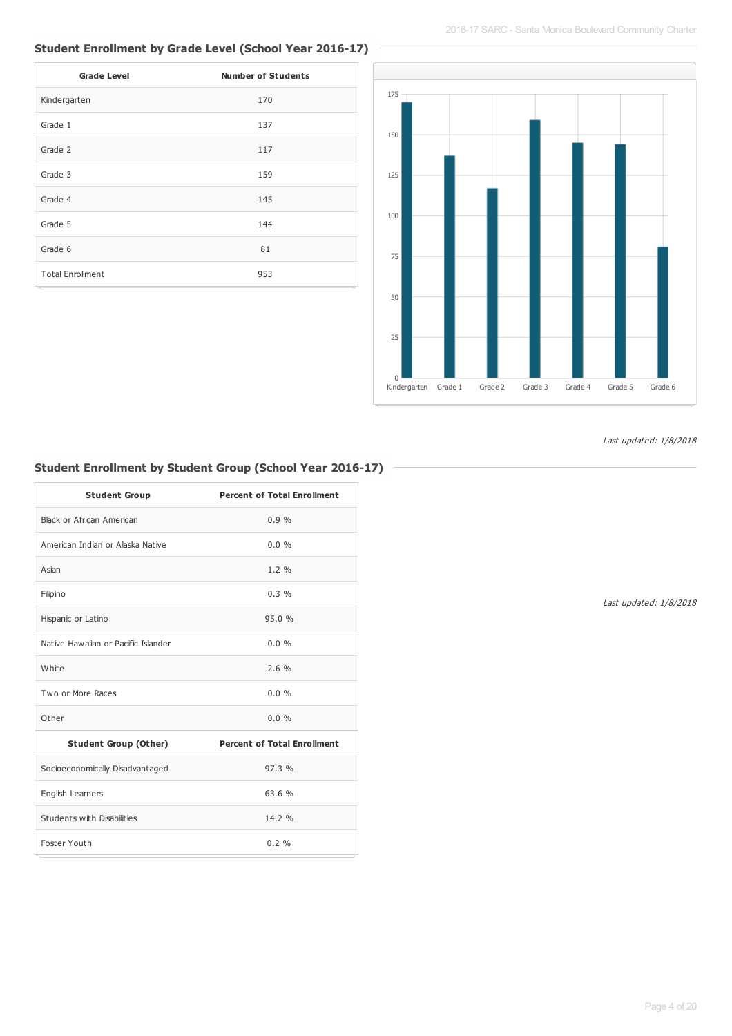## Student Enrollment by Grade Level (School Year 2016-17)

| Grade Level | Number of Students |
|---|---|
| Kindergarten | 170 |
| Grade 1 | 137 |
| Grade 2 | 117 |
| Grade 3 | 159 |
| Grade 4 | 145 |
| Grade 5 | 144 |
| Grade 6 | 81 |
| Total Enrollment | 953 |

*Last updated: 1/8/2018*

## Student Enrollment by Student Group (School Year 2016-17)

| Student Group | Percent of Total Enrollment |
|---|---|
| Black or African American | 0.9 % |
| American Indian or Alaska Native | 0.0 % |
| Asian | 1.2 % |
| Filipino | 0.3 % |
| Hispanic or Latino | 95.0 % |
| Native Hawaiian or Pacific Islander | 0.0 % |
| White | 2.6 % |
| Two or More Races | 0.0 % |
| Other | 0.0 % |
| **Student Group (Other)** | **Percent of Total Enrollment** |
| Socioeconomically Disadvantaged | 97.3 % |
| English Learners | 63.6 % |
| Students with Disabilities | 14.2 % |
| Foster Youth | 0.2 % |

*Last updated: 1/8/2018*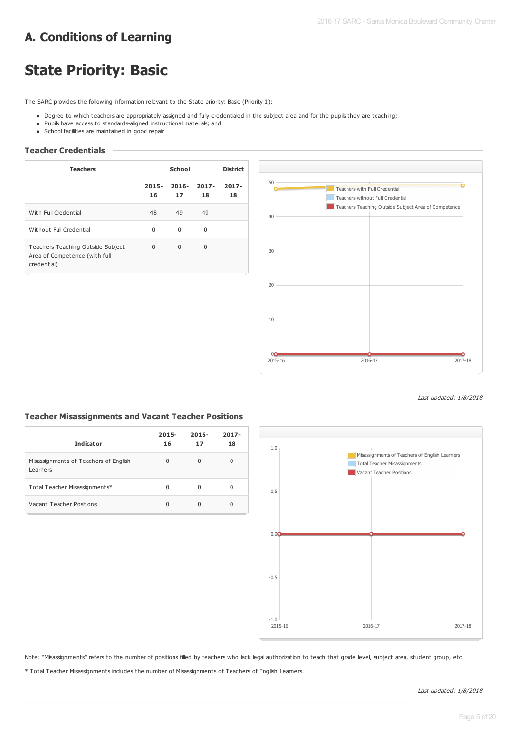# A. Conditions of Learning

# State Priority: Basic

The SARC provides the following information relevant to the State priority: Basic (Priority 1):

- Degree to which teachers are appropriately assigned and fully credentialed in the subject area and for the pupils they are teaching;
- Pupils have access to standards-aligned instructional materials; and
- School facilities are maintained in good repair

### Teacher Credentials

| Teachers | School | | | District |
|---|---|---|---|---|
| | 2015-16 | 2016-17 | 2017-18 | 2017-18 |
| With Full Credential | 48 | 49 | 49 | |
| Without Full Credential | 0 | 0 | 0 | |
| Teachers Teaching Outside Subject Area of Competence (with full credential) | 0 | 0 | 0 | |

*Last updated: 1/8/2018*

### Teacher Misassignments and Vacant Teacher Positions

| Indicator | 2015-16 | 2016-17 | 2017-18 |
|---|---|---|---|
| Misassignments of Teachers of English Learners | 0 | 0 | 0 |
| Total Teacher Misassignments* | 0 | 0 | 0 |
| Vacant Teacher Positions | 0 | 0 | 0 |

Note: "Misassignments" refers to the number of positions filled by teachers who lack legal authorization to teach that grade level, subject area, student group, etc.

* Total Teacher Misassignments includes the number of Misassignments of Teachers of English Learners.

*Last updated: 1/8/2018*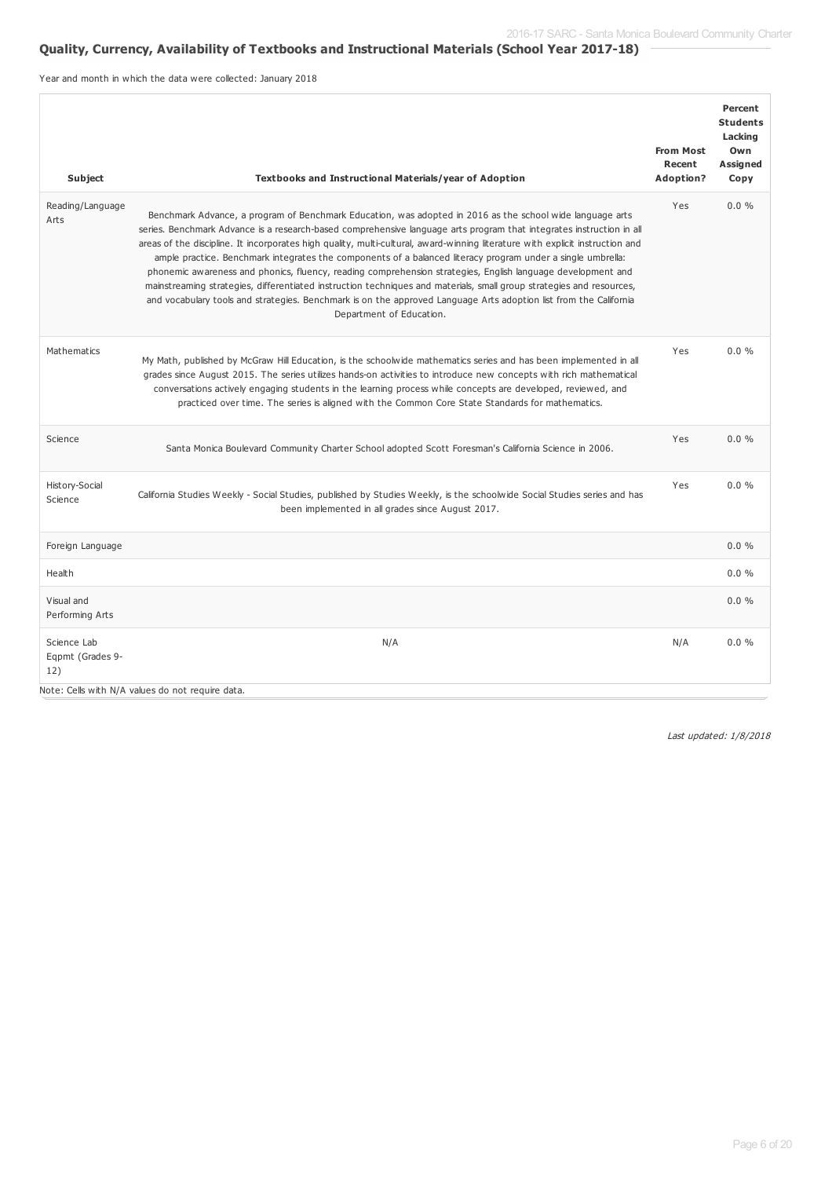## Quality, Currency, Availability of Textbooks and Instructional Materials (School Year 2017-18)

Year and month in which the data were collected: January 2018

| Subject | Textbooks and Instructional Materials/year of Adoption | From Most Recent Adoption? | Percent Students Lacking Own Assigned Copy |
|---|---|---|---|
| Reading/Language Arts | Benchmark Advance, a program of Benchmark Education, was adopted in 2016 as the school wide language arts series. Benchmark Advance is a research-based comprehensive language arts program that integrates instruction in all areas of the discipline. It incorporates high quality, multi-cultural, award-winning literature with explicit instruction and ample practice. Benchmark integrates the components of a balanced literacy program under a single umbrella: phonemic awareness and phonics, fluency, reading comprehension strategies, English language development and mainstreaming strategies, differentiated instruction techniques and materials, small group strategies and resources, and vocabulary tools and strategies. Benchmark is on the approved Language Arts adoption list from the California Department of Education. | Yes | 0.0 % |
| Mathematics | My Math, published by McGraw Hill Education, is the schoolwide mathematics series and has been implemented in all grades since August 2015. The series utilizes hands-on activities to introduce new concepts with rich mathematical conversations actively engaging students in the learning process while concepts are developed, reviewed, and practiced over time. The series is aligned with the Common Core State Standards for mathematics. | Yes | 0.0 % |
| Science | Santa Monica Boulevard Community Charter School adopted Scott Foresman's California Science in 2006. | Yes | 0.0 % |
| History-Social Science | California Studies Weekly - Social Studies, published by Studies Weekly, is the schoolwide Social Studies series and has been implemented in all grades since August 2017. | Yes | 0.0 % |
| Foreign Language | | | 0.0 % |
| Health | | | 0.0 % |
| Visual and Performing Arts | | | 0.0 % |
| Science Lab Eqpmt (Grades 9-12) | N/A | N/A | 0.0 % |

Note: Cells with N/A values do not require data.

*Last updated: 1/8/2018*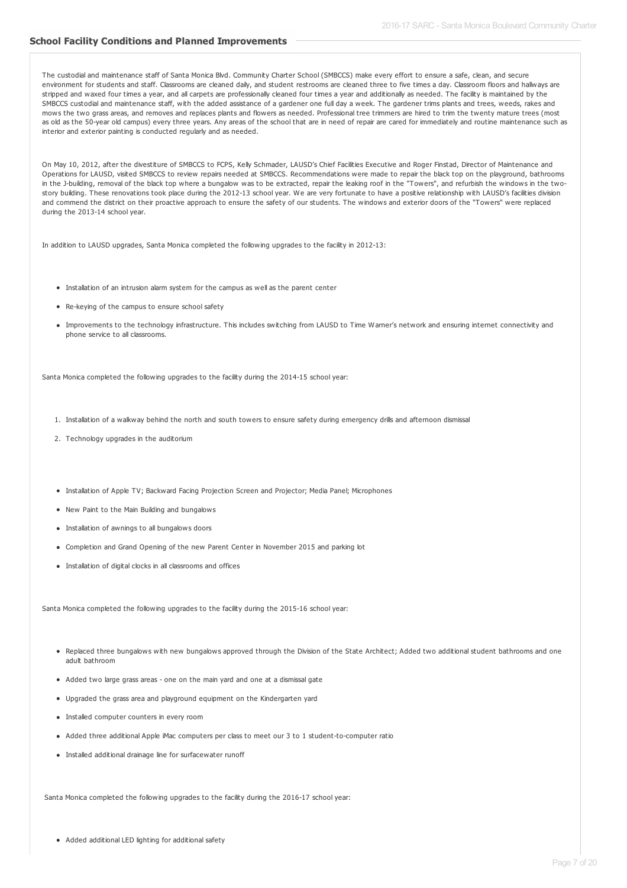## School Facility Conditions and Planned Improvements

The custodial and maintenance staff of Santa Monica Blvd. Community Charter School (SMBCCS) make every effort to ensure a safe, clean, and secure environment for students and staff. Classrooms are cleaned daily, and student restrooms are cleaned three to five times a day. Classroom floors and hallways are stripped and waxed four times a year, and all carpets are professionally cleaned four times a year and additionally as needed. The facility is maintained by the SMBCCS custodial and maintenance staff, with the added assistance of a gardener one full day a week. The gardener trims plants and trees, weeds, rakes and mows the two grass areas, and removes and replaces plants and flowers as needed. Professional tree trimmers are hired to trim the twenty mature trees (most as old as the 50-year old campus) every three years. Any areas of the school that are in need of repair are cared for immediately and routine maintenance such as interior and exterior painting is conducted regularly and as needed.

On May 10, 2012, after the divestiture of SMBCCS to FCPS, Kelly Schmader, LAUSD's Chief Facilities Executive and Roger Finstad, Director of Maintenance and Operations for LAUSD, visited SMBCCS to review repairs needed at SMBCCS. Recommendations were made to repair the black top on the playground, bathrooms in the J-building, removal of the black top where a bungalow was to be extracted, repair the leaking roof in the "Towers", and refurbish the windows in the two-story building. These renovations took place during the 2012-13 school year. We are very fortunate to have a positive relationship with LAUSD's facilities division and commend the district on their proactive approach to ensure the safety of our students. The windows and exterior doors of the "Towers" were replaced during the 2013-14 school year.

In addition to LAUSD upgrades, Santa Monica completed the following upgrades to the facility in 2012-13:

- Installation of an intrusion alarm system for the campus as well as the parent center
- Re-keying of the campus to ensure school safety
- Improvements to the technology infrastructure. This includes switching from LAUSD to Time Warner's network and ensuring internet connectivity and phone service to all classrooms.

Santa Monica completed the following upgrades to the facility during the 2014-15 school year:

1. Installation of a walkway behind the north and south towers to ensure safety during emergency drills and afternoon dismissal
2. Technology upgrades in the auditorium

- Installation of Apple TV; Backward Facing Projection Screen and Projector; Media Panel; Microphones
- New Paint to the Main Building and bungalows
- Installation of awnings to all bungalows doors
- Completion and Grand Opening of the new Parent Center in November 2015 and parking lot
- Installation of digital clocks in all classrooms and offices

Santa Monica completed the following upgrades to the facility during the 2015-16 school year:

- Replaced three bungalows with new bungalows approved through the Division of the State Architect; Added two additional student bathrooms and one adult bathroom
- Added two large grass areas - one on the main yard and one at a dismissal gate
- Upgraded the grass area and playground equipment on the Kindergarten yard
- Installed computer counters in every room
- Added three additional Apple iMac computers per class to meet our 3 to 1 student-to-computer ratio
- Installed additional drainage line for surfacewater runoff

Santa Monica completed the following upgrades to the facility during the 2016-17 school year:

- Added additional LED lighting for additional safety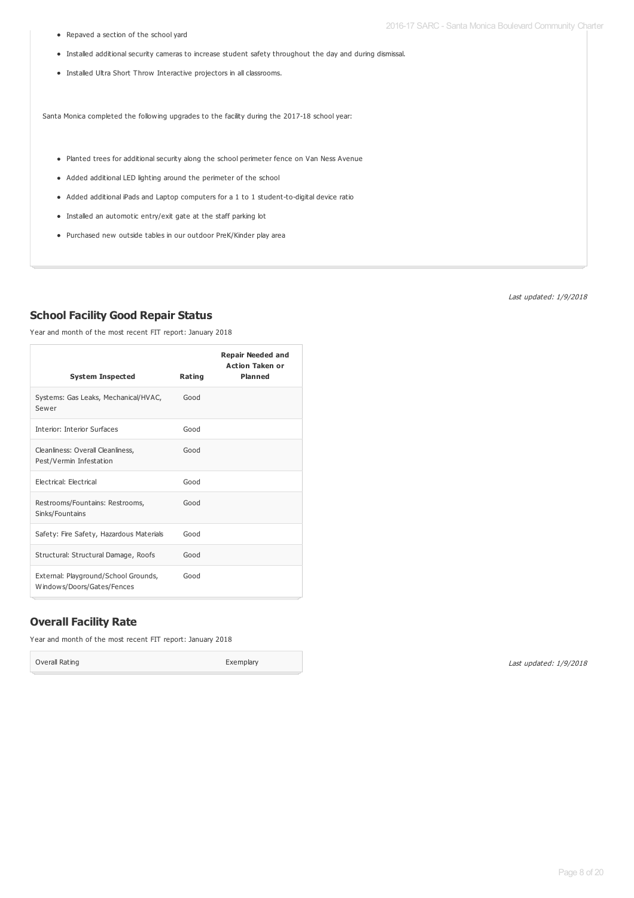- Repaved a section of the school yard
- Installed additional security cameras to increase student safety throughout the day and during dismissal.
- Installed Ultra Short Throw Interactive projectors in all classrooms.

Santa Monica completed the following upgrades to the facility during the 2017-18 school year:

- Planted trees for additional security along the school perimeter fence on Van Ness Avenue
- Added additional LED lighting around the perimeter of the school
- Added additional iPads and Laptop computers for a 1 to 1 student-to-digital device ratio
- Installed an automotic entry/exit gate at the staff parking lot
- Purchased new outside tables in our outdoor PreK/Kinder play area

*Last updated: 1/9/2018*

## School Facility Good Repair Status

Year and month of the most recent FIT report: January 2018

| System Inspected | Rating | Repair Needed and Action Taken or Planned |
|---|---|---|
| Systems: Gas Leaks, Mechanical/HVAC, Sewer | Good | |
| Interior: Interior Surfaces | Good | |
| Cleanliness: Overall Cleanliness, Pest/Vermin Infestation | Good | |
| Electrical: Electrical | Good | |
| Restrooms/Fountains: Restrooms, Sinks/Fountains | Good | |
| Safety: Fire Safety, Hazardous Materials | Good | |
| Structural: Structural Damage, Roofs | Good | |
| External: Playground/School Grounds, Windows/Doors/Gates/Fences | Good | |

## Overall Facility Rate

Year and month of the most recent FIT report: January 2018

| Overall Rating | Exemplary |
|---|---|

*Last updated: 1/9/2018*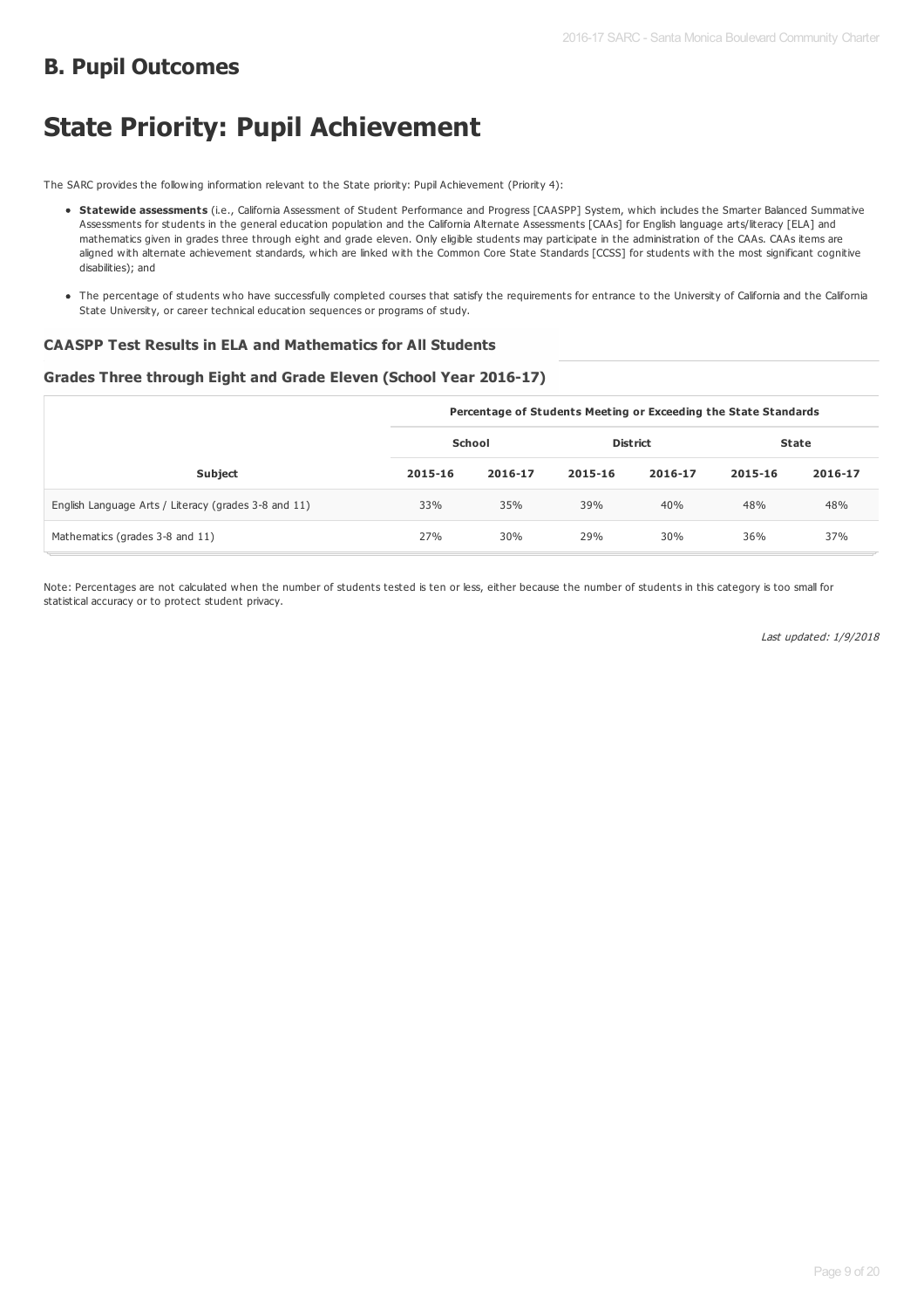## B. Pupil Outcomes

# State Priority: Pupil Achievement

The SARC provides the following information relevant to the State priority: Pupil Achievement (Priority 4):

- **Statewide assessments** (i.e., California Assessment of Student Performance and Progress [CAASPP] System, which includes the Smarter Balanced Summative Assessments for students in the general education population and the California Alternate Assessments [CAAs] for English language arts/literacy [ELA] and mathematics given in grades three through eight and grade eleven. Only eligible students may participate in the administration of the CAAs. CAAs items are aligned with alternate achievement standards, which are linked with the Common Core State Standards [CCSS] for students with the most significant cognitive disabilities); and
- The percentage of students who have successfully completed courses that satisfy the requirements for entrance to the University of California and the California State University, or career technical education sequences or programs of study.

### CAASPP Test Results in ELA and Mathematics for All Students

### Grades Three through Eight and Grade Eleven (School Year 2016-17)

| | Percentage of Students Meeting or Exceeding the State Standards | | | | | |
|---|---|---|---|---|---|---|
| | School | | District | | State | |
| Subject | 2015-16 | 2016-17 | 2015-16 | 2016-17 | 2015-16 | 2016-17 |
| English Language Arts / Literacy (grades 3-8 and 11) | 33% | 35% | 39% | 40% | 48% | 48% |
| Mathematics (grades 3-8 and 11) | 27% | 30% | 29% | 30% | 36% | 37% |

Note: Percentages are not calculated when the number of students tested is ten or less, either because the number of students in this category is too small for statistical accuracy or to protect student privacy.

*Last updated: 1/9/2018*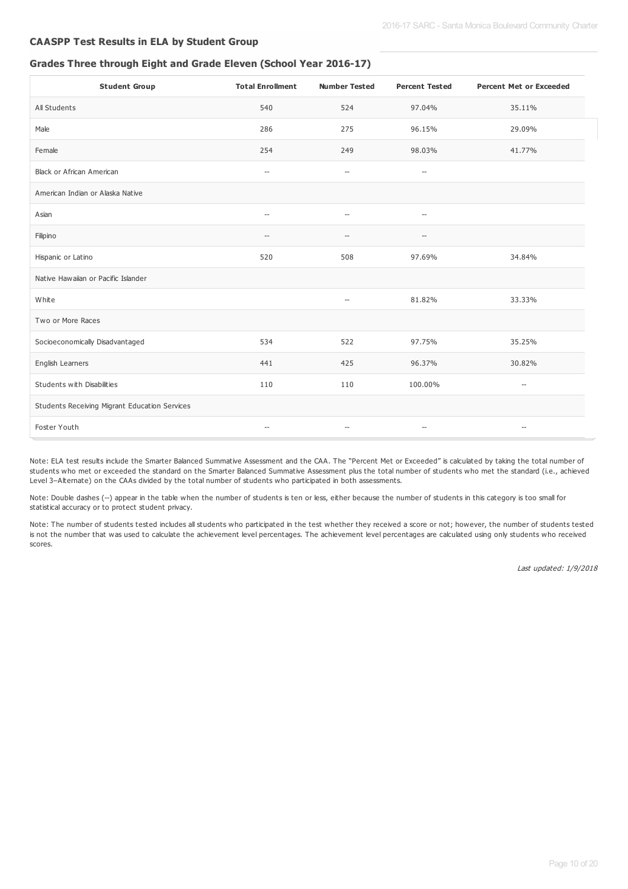### CAASPP Test Results in ELA by Student Group

### Grades Three through Eight and Grade Eleven (School Year 2016-17)

| Student Group | Total Enrollment | Number Tested | Percent Tested | Percent Met or Exceeded |
|---|---|---|---|---|
| All Students | 540 | 524 | 97.04% | 35.11% |
| Male | 286 | 275 | 96.15% | 29.09% |
| Female | 254 | 249 | 98.03% | 41.77% |
| Black or African American | -- | -- | -- | |
| American Indian or Alaska Native | | | | |
| Asian | -- | -- | -- | |
| Filipino | -- | -- | -- | |
| Hispanic or Latino | 520 | 508 | 97.69% | 34.84% |
| Native Hawaiian or Pacific Islander | | | | |
| White | | -- | 81.82% | 33.33% |
| Two or More Races | | | | |
| Socioeconomically Disadvantaged | 534 | 522 | 97.75% | 35.25% |
| English Learners | 441 | 425 | 96.37% | 30.82% |
| Students with Disabilities | 110 | 110 | 100.00% | -- |
| Students Receiving Migrant Education Services | | | | |
| Foster Youth | -- | -- | -- | -- |

Note: ELA test results include the Smarter Balanced Summative Assessment and the CAA. The "Percent Met or Exceeded" is calculated by taking the total number of students who met or exceeded the standard on the Smarter Balanced Summative Assessment plus the total number of students who met the standard (i.e., achieved Level 3–Alternate) on the CAAs divided by the total number of students who participated in both assessments.

Note: Double dashes (--) appear in the table when the number of students is ten or less, either because the number of students in this category is too small for statistical accuracy or to protect student privacy.

Note: The number of students tested includes all students who participated in the test whether they received a score or not; however, the number of students tested is not the number that was used to calculate the achievement level percentages. The achievement level percentages are calculated using only students who received scores.

*Last updated: 1/9/2018*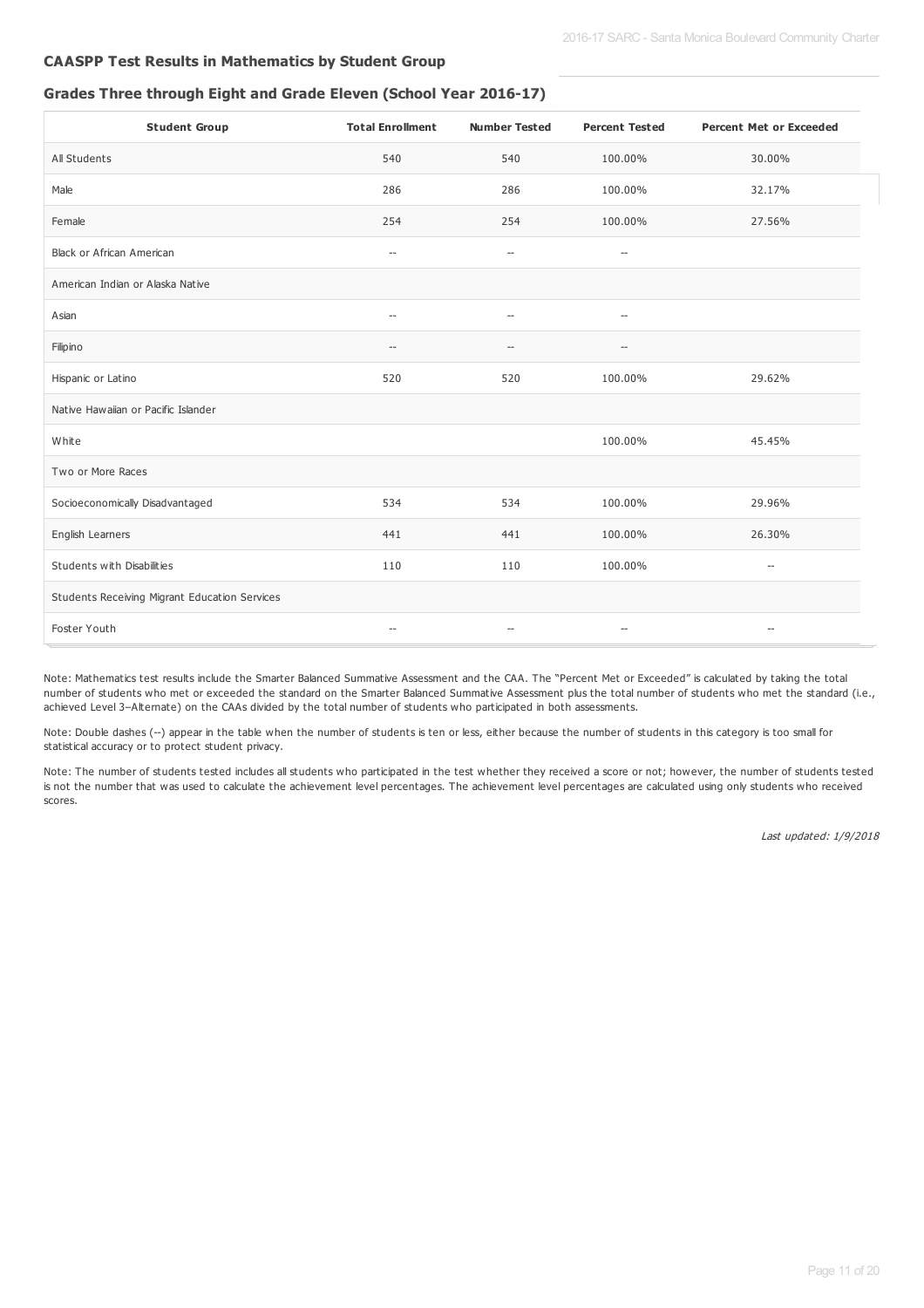## CAASPP Test Results in Mathematics by Student Group

### Grades Three through Eight and Grade Eleven (School Year 2016-17)

| Student Group | Total Enrollment | Number Tested | Percent Tested | Percent Met or Exceeded |
|---|---|---|---|---|
| All Students | 540 | 540 | 100.00% | 30.00% |
| Male | 286 | 286 | 100.00% | 32.17% |
| Female | 254 | 254 | 100.00% | 27.56% |
| Black or African American | -- | -- | -- | |
| American Indian or Alaska Native | | | | |
| Asian | -- | -- | -- | |
| Filipino | -- | -- | -- | |
| Hispanic or Latino | 520 | 520 | 100.00% | 29.62% |
| Native Hawaiian or Pacific Islander | | | | |
| White | | | 100.00% | 45.45% |
| Two or More Races | | | | |
| Socioeconomically Disadvantaged | 534 | 534 | 100.00% | 29.96% |
| English Learners | 441 | 441 | 100.00% | 26.30% |
| Students with Disabilities | 110 | 110 | 100.00% | -- |
| Students Receiving Migrant Education Services | | | | |
| Foster Youth | -- | -- | -- | -- |

Note: Mathematics test results include the Smarter Balanced Summative Assessment and the CAA. The "Percent Met or Exceeded" is calculated by taking the total number of students who met or exceeded the standard on the Smarter Balanced Summative Assessment plus the total number of students who met the standard (i.e., achieved Level 3–Alternate) on the CAAs divided by the total number of students who participated in both assessments.

Note: Double dashes (--) appear in the table when the number of students is ten or less, either because the number of students in this category is too small for statistical accuracy or to protect student privacy.

Note: The number of students tested includes all students who participated in the test whether they received a score or not; however, the number of students tested is not the number that was used to calculate the achievement level percentages. The achievement level percentages are calculated using only students who received scores.

*Last updated: 1/9/2018*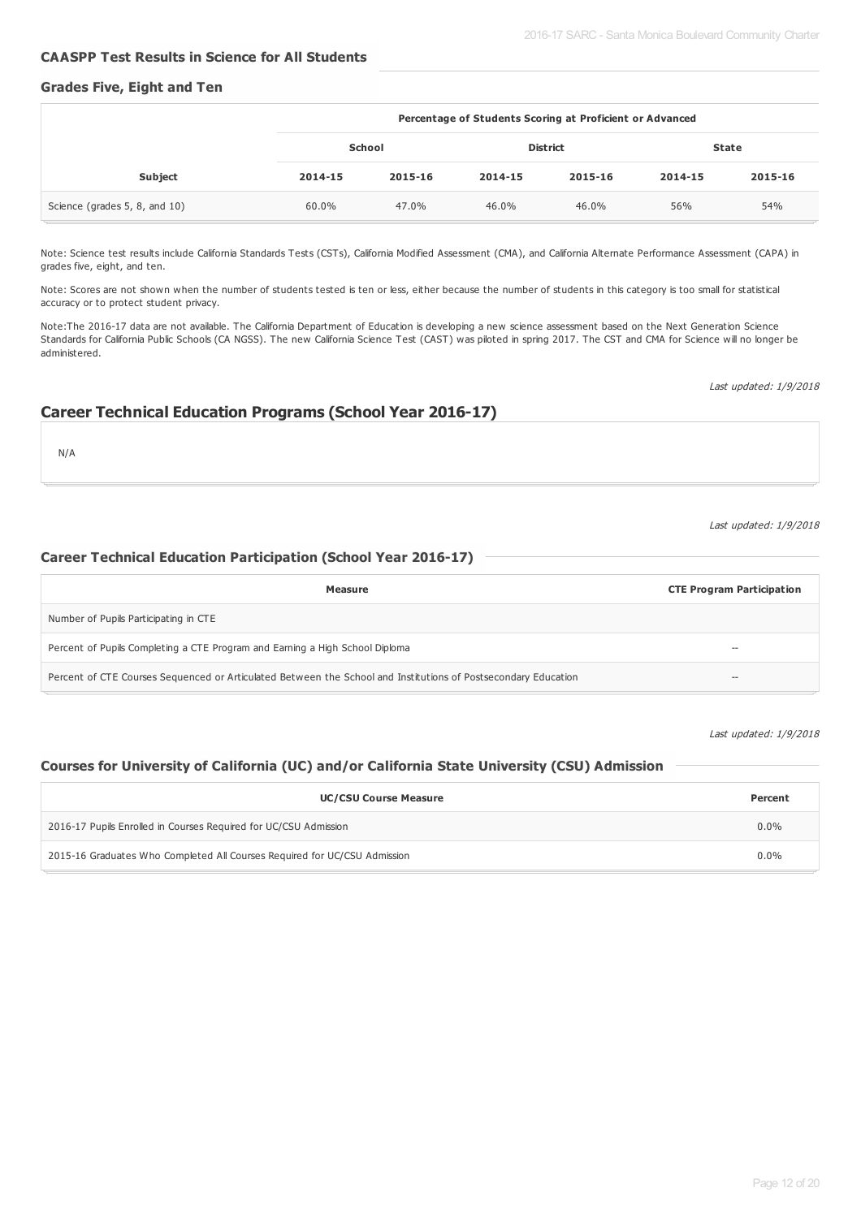### CAASPP Test Results in Science for All Students

#### Grades Five, Eight and Ten

| | Percentage of Students Scoring at Proficient or Advanced | | | | | |
|---|---|---|---|---|---|---|
| | School | | District | | State | |
| Subject | 2014-15 | 2015-16 | 2014-15 | 2015-16 | 2014-15 | 2015-16 |
| Science (grades 5, 8, and 10) | 60.0% | 47.0% | 46.0% | 46.0% | 56% | 54% |

Note: Science test results include California Standards Tests (CSTs), California Modified Assessment (CMA), and California Alternate Performance Assessment (CAPA) in grades five, eight, and ten.

Note: Scores are not shown when the number of students tested is ten or less, either because the number of students in this category is too small for statistical accuracy or to protect student privacy.

Note:The 2016-17 data are not available. The California Department of Education is developing a new science assessment based on the Next Generation Science Standards for California Public Schools (CA NGSS). The new California Science Test (CAST) was piloted in spring 2017. The CST and CMA for Science will no longer be administered.

*Last updated: 1/9/2018*

## Career Technical Education Programs (School Year 2016-17)

N/A

*Last updated: 1/9/2018*

### Career Technical Education Participation (School Year 2016-17)

| Measure | CTE Program Participation |
|---|---|
| Number of Pupils Participating in CTE | |
| Percent of Pupils Completing a CTE Program and Earning a High School Diploma | -- |
| Percent of CTE Courses Sequenced or Articulated Between the School and Institutions of Postsecondary Education | -- |

*Last updated: 1/9/2018*

### Courses for University of California (UC) and/or California State University (CSU) Admission

| UC/CSU Course Measure | Percent |
|---|---|
| 2016-17 Pupils Enrolled in Courses Required for UC/CSU Admission | 0.0% |
| 2015-16 Graduates Who Completed All Courses Required for UC/CSU Admission | 0.0% |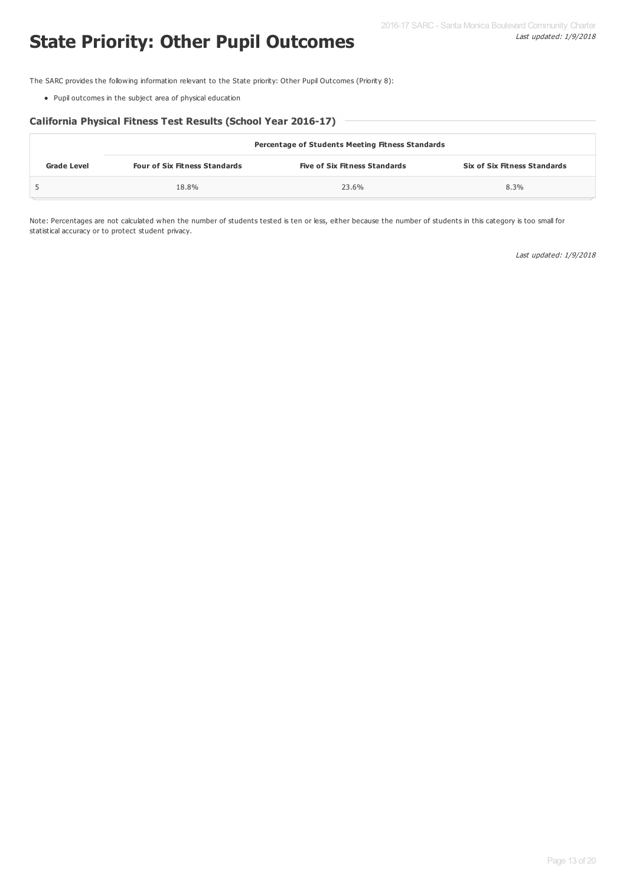# State Priority: Other Pupil Outcomes

The SARC provides the following information relevant to the State priority: Other Pupil Outcomes (Priority 8):

- Pupil outcomes in the subject area of physical education

### California Physical Fitness Test Results (School Year 2016-17)

| | Percentage of Students Meeting Fitness Standards | | |
|---|---|---|---|
| **Grade Level** | **Four of Six Fitness Standards** | **Five of Six Fitness Standards** | **Six of Six Fitness Standards** |
| 5 | 18.8% | 23.6% | 8.3% |

Note: Percentages are not calculated when the number of students tested is ten or less, either because the number of students in this category is too small for statistical accuracy or to protect student privacy.

*Last updated: 1/9/2018*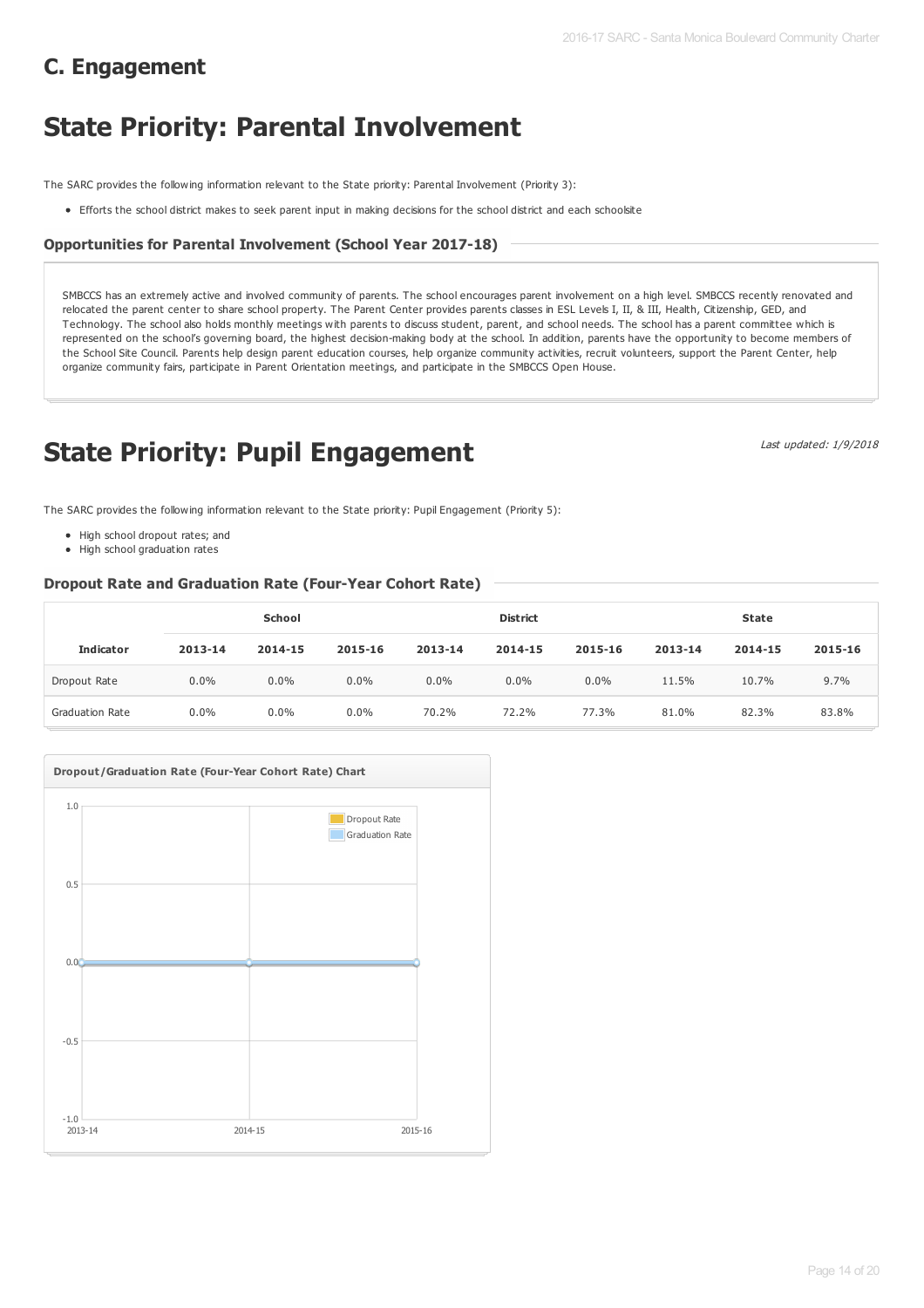## C. Engagement

# State Priority: Parental Involvement

The SARC provides the following information relevant to the State priority: Parental Involvement (Priority 3):

- Efforts the school district makes to seek parent input in making decisions for the school district and each schoolsite

### Opportunities for Parental Involvement (School Year 2017-18)

SMBCCS has an extremely active and involved community of parents. The school encourages parent involvement on a high level. SMBCCS recently renovated and relocated the parent center to share school property. The Parent Center provides parents classes in ESL Levels I, II, & III, Health, Citizenship, GED, and Technology. The school also holds monthly meetings with parents to discuss student, parent, and school needs. The school has a parent committee which is represented on the school's governing board, the highest decision-making body at the school. In addition, parents have the opportunity to become members of the School Site Council. Parents help design parent education courses, help organize community activities, recruit volunteers, support the Parent Center, help organize community fairs, participate in Parent Orientation meetings, and participate in the SMBCCS Open House.

# State Priority: Pupil Engagement

*Last updated: 1/9/2018*

The SARC provides the following information relevant to the State priority: Pupil Engagement (Priority 5):

- High school dropout rates; and
- High school graduation rates

### Dropout Rate and Graduation Rate (Four-Year Cohort Rate)

| | School | | | District | | | State | | |
|---|---|---|---|---|---|---|---|---|---|
| **Indicator** | **2013-14** | **2014-15** | **2015-16** | **2013-14** | **2014-15** | **2015-16** | **2013-14** | **2014-15** | **2015-16** |
| Dropout Rate | 0.0% | 0.0% | 0.0% | 0.0% | 0.0% | 0.0% | 11.5% | 10.7% | 9.7% |
| Graduation Rate | 0.0% | 0.0% | 0.0% | 70.2% | 72.2% | 77.3% | 81.0% | 82.3% | 83.8% |

**Dropout/Graduation Rate (Four-Year Cohort Rate) Chart**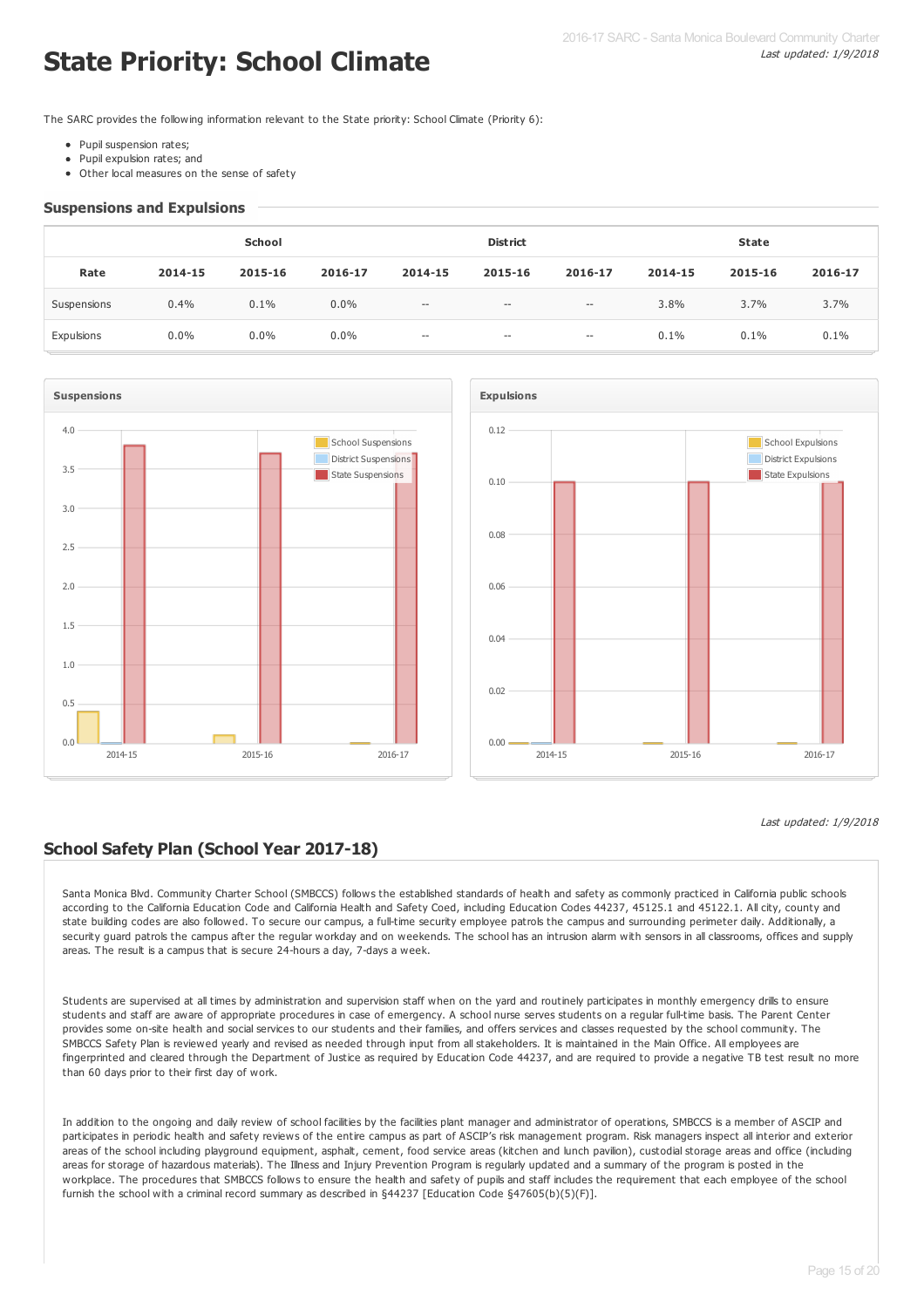# State Priority: School Climate

*Last updated: 1/9/2018*

The SARC provides the following information relevant to the State priority: School Climate (Priority 6):

- Pupil suspension rates;
- Pupil expulsion rates; and
- Other local measures on the sense of safety

## Suspensions and Expulsions

| | School | | | District | | | State | | |
|---|---|---|---|---|---|---|---|---|---|
| **Rate** | **2014-15** | **2015-16** | **2016-17** | **2014-15** | **2015-16** | **2016-17** | **2014-15** | **2015-16** | **2016-17** |
| Suspensions | 0.4% | 0.1% | 0.0% | -- | -- | -- | 3.8% | 3.7% | 3.7% |
| Expulsions | 0.0% | 0.0% | 0.0% | -- | -- | -- | 0.1% | 0.1% | 0.1% |

*Last updated: 1/9/2018*

## School Safety Plan (School Year 2017-18)

Santa Monica Blvd. Community Charter School (SMBCCS) follows the established standards of health and safety as commonly practiced in California public schools according to the California Education Code and California Health and Safety Coed, including Education Codes 44237, 45125.1 and 45122.1. All city, county and state building codes are also followed. To secure our campus, a full-time security employee patrols the campus and surrounding perimeter daily. Additionally, a security guard patrols the campus after the regular workday and on weekends. The school has an intrusion alarm with sensors in all classrooms, offices and supply areas. The result is a campus that is secure 24-hours a day, 7-days a week.

Students are supervised at all times by administration and supervision staff when on the yard and routinely participates in monthly emergency drills to ensure students and staff are aware of appropriate procedures in case of emergency. A school nurse serves students on a regular full-time basis. The Parent Center provides some on-site health and social services to our students and their families, and offers services and classes requested by the school community. The SMBCCS Safety Plan is reviewed yearly and revised as needed through input from all stakeholders. It is maintained in the Main Office. All employees are fingerprinted and cleared through the Department of Justice as required by Education Code 44237, and are required to provide a negative TB test result no more than 60 days prior to their first day of work.

In addition to the ongoing and daily review of school facilities by the facilities plant manager and administrator of operations, SMBCCS is a member of ASCIP and participates in periodic health and safety reviews of the entire campus as part of ASCIP's risk management program. Risk managers inspect all interior and exterior areas of the school including playground equipment, asphalt, cement, food service areas (kitchen and lunch pavilion), custodial storage areas and office (including areas for storage of hazardous materials). The Illness and Injury Prevention Program is regularly updated and a summary of the program is posted in the workplace. The procedures that SMBCCS follows to ensure the health and safety of pupils and staff includes the requirement that each employee of the school furnish the school with a criminal record summary as described in §44237 [Education Code §47605(b)(5)(F)].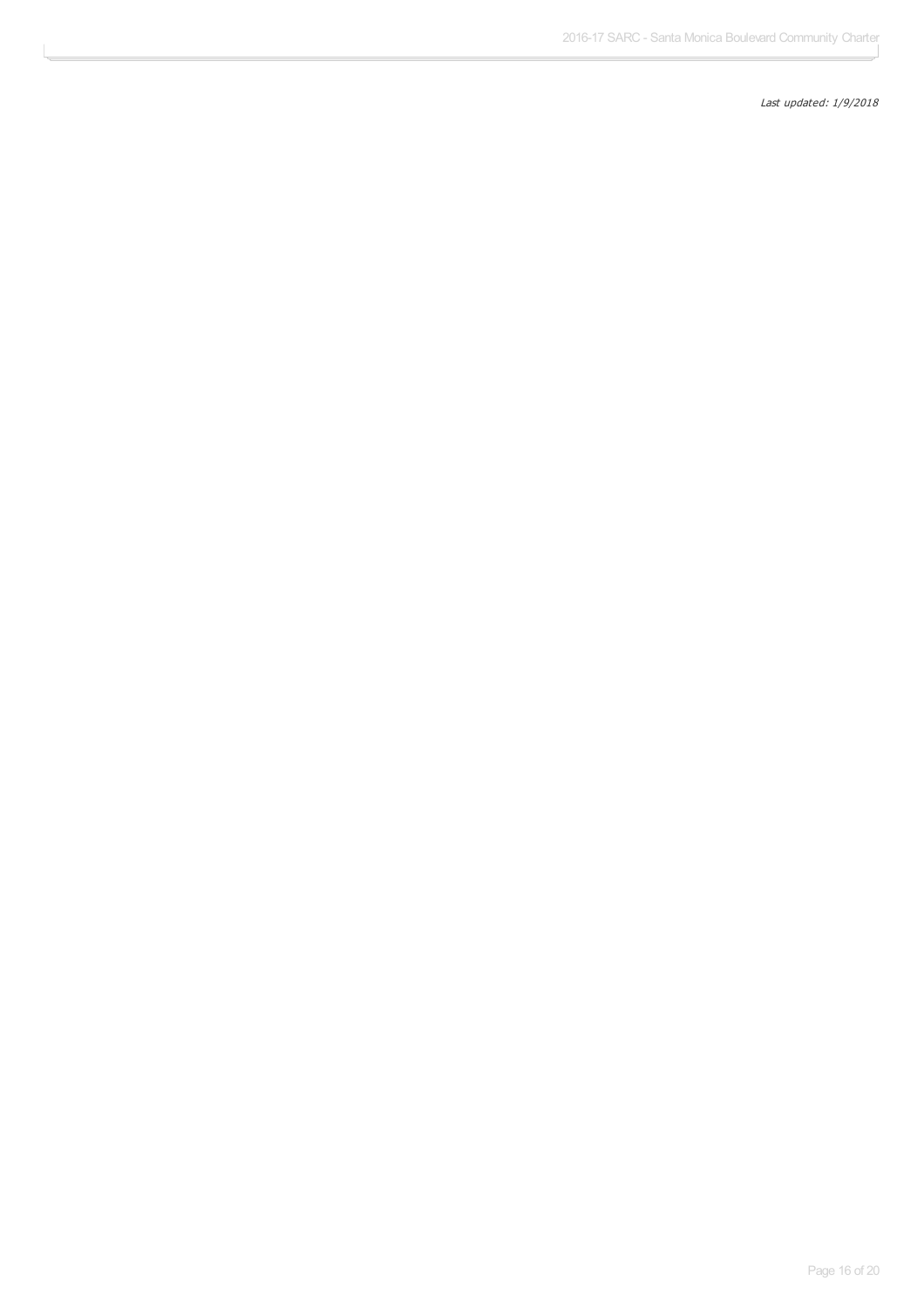*Last updated: 1/9/2018*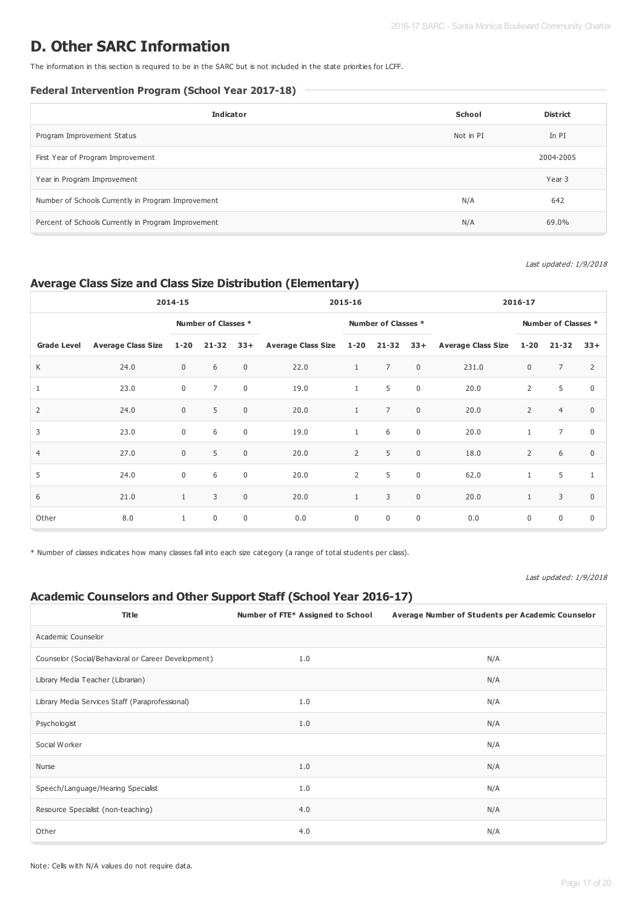# D. Other SARC Information

The information in this section is required to be in the SARC but is not included in the state priorities for LCFF.

### Federal Intervention Program (School Year 2017-18)

| Indicator | School | District |
|---|---|---|
| Program Improvement Status | Not in PI | In PI |
| First Year of Program Improvement | | 2004-2005 |
| Year in Program Improvement | | Year 3 |
| Number of Schools Currently in Program Improvement | N/A | 642 |
| Percent of Schools Currently in Program Improvement | N/A | 69.0% |

*Last updated: 1/9/2018*

## Average Class Size and Class Size Distribution (Elementary)

| | 2014-15 | | | | 2015-16 | | | | 2016-17 | | | |
|---|---|---|---|---|---|---|---|---|---|---|---|---|
| | | Number of Classes * | | | | Number of Classes * | | | | Number of Classes * | | |
| Grade Level | Average Class Size | 1-20 | 21-32 | 33+ | Average Class Size | 1-20 | 21-32 | 33+ | Average Class Size | 1-20 | 21-32 | 33+ |
| K | 24.0 | 0 | 6 | 0 | 22.0 | 1 | 7 | 0 | 231.0 | 0 | 7 | 2 |
| 1 | 23.0 | 0 | 7 | 0 | 19.0 | 1 | 5 | 0 | 20.0 | 2 | 5 | 0 |
| 2 | 24.0 | 0 | 5 | 0 | 20.0 | 1 | 7 | 0 | 20.0 | 2 | 4 | 0 |
| 3 | 23.0 | 0 | 6 | 0 | 19.0 | 1 | 6 | 0 | 20.0 | 1 | 7 | 0 |
| 4 | 27.0 | 0 | 5 | 0 | 20.0 | 2 | 5 | 0 | 18.0 | 2 | 6 | 0 |
| 5 | 24.0 | 0 | 6 | 0 | 20.0 | 2 | 5 | 0 | 62.0 | 1 | 5 | 1 |
| 6 | 21.0 | 1 | 3 | 0 | 20.0 | 1 | 3 | 0 | 20.0 | 1 | 3 | 0 |
| Other | 8.0 | 1 | 0 | 0 | 0.0 | 0 | 0 | 0 | 0.0 | 0 | 0 | 0 |

* Number of classes indicates how many classes fall into each size category (a range of total students per class).

*Last updated: 1/9/2018*

## Academic Counselors and Other Support Staff (School Year 2016-17)

| Title | Number of FTE* Assigned to School | Average Number of Students per Academic Counselor |
|---|---|---|
| Academic Counselor | | |
| Counselor (Social/Behavioral or Career Development) | 1.0 | N/A |
| Library Media Teacher (Librarian) | | N/A |
| Library Media Services Staff (Paraprofessional) | 1.0 | N/A |
| Psychologist | 1.0 | N/A |
| Social Worker | | N/A |
| Nurse | 1.0 | N/A |
| Speech/Language/Hearing Specialist | 1.0 | N/A |
| Resource Specialist (non-teaching) | 4.0 | N/A |
| Other | 4.0 | N/A |

Note: Cells with N/A values do not require data.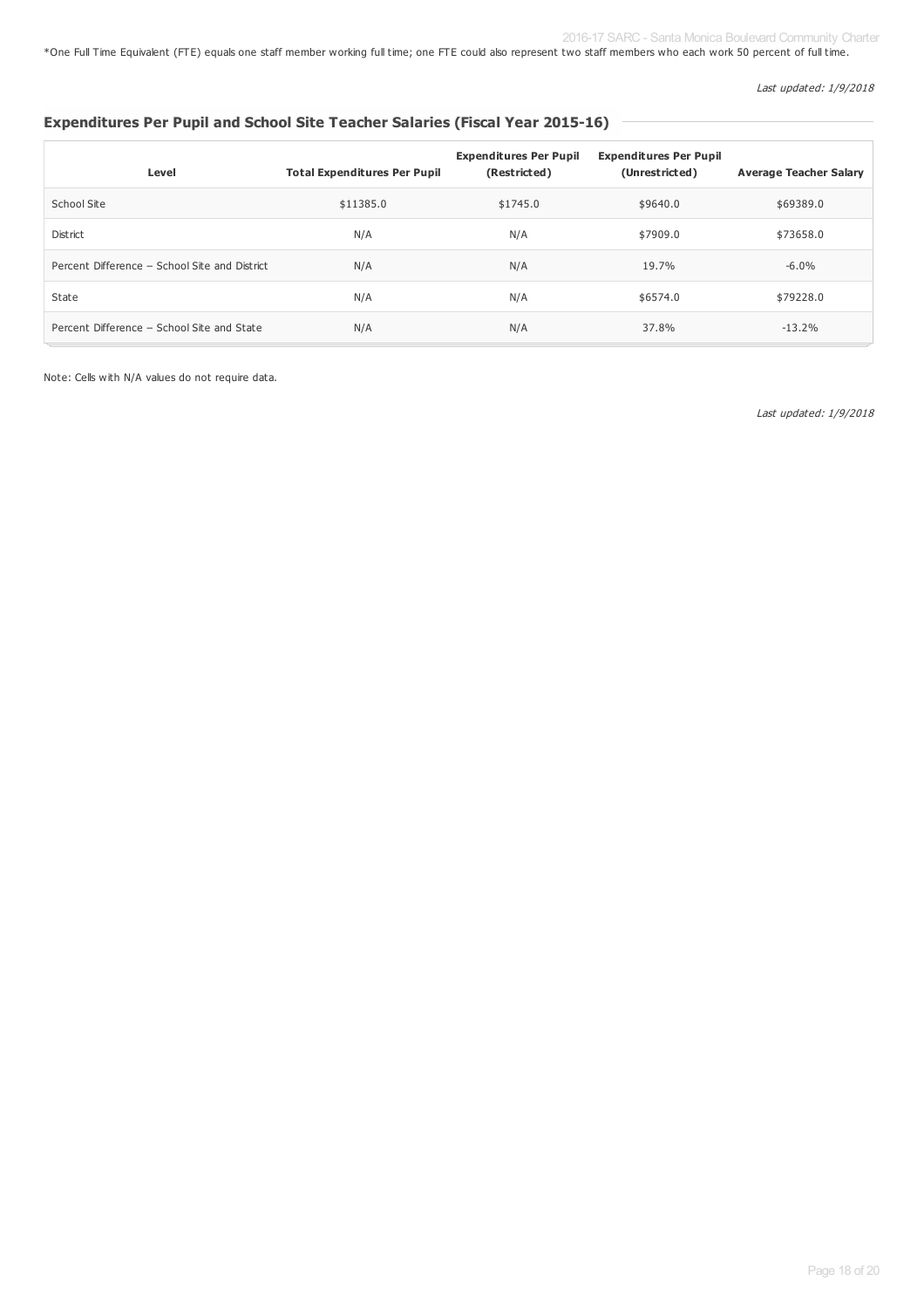*One Full Time Equivalent (FTE) equals one staff member working full time; one FTE could also represent two staff members who each work 50 percent of full time.

*Last updated: 1/9/2018*

## Expenditures Per Pupil and School Site Teacher Salaries (Fiscal Year 2015-16)

| Level | Total Expenditures Per Pupil | Expenditures Per Pupil (Restricted) | Expenditures Per Pupil (Unrestricted) | Average Teacher Salary |
|---|---|---|---|---|
| School Site | $11385.0 | $1745.0 | $9640.0 | $69389.0 |
| District | N/A | N/A | $7909.0 | $73658.0 |
| Percent Difference – School Site and District | N/A | N/A | 19.7% | -6.0% |
| State | N/A | N/A | $6574.0 | $79228.0 |
| Percent Difference – School Site and State | N/A | N/A | 37.8% | -13.2% |

Note: Cells with N/A values do not require data.

*Last updated: 1/9/2018*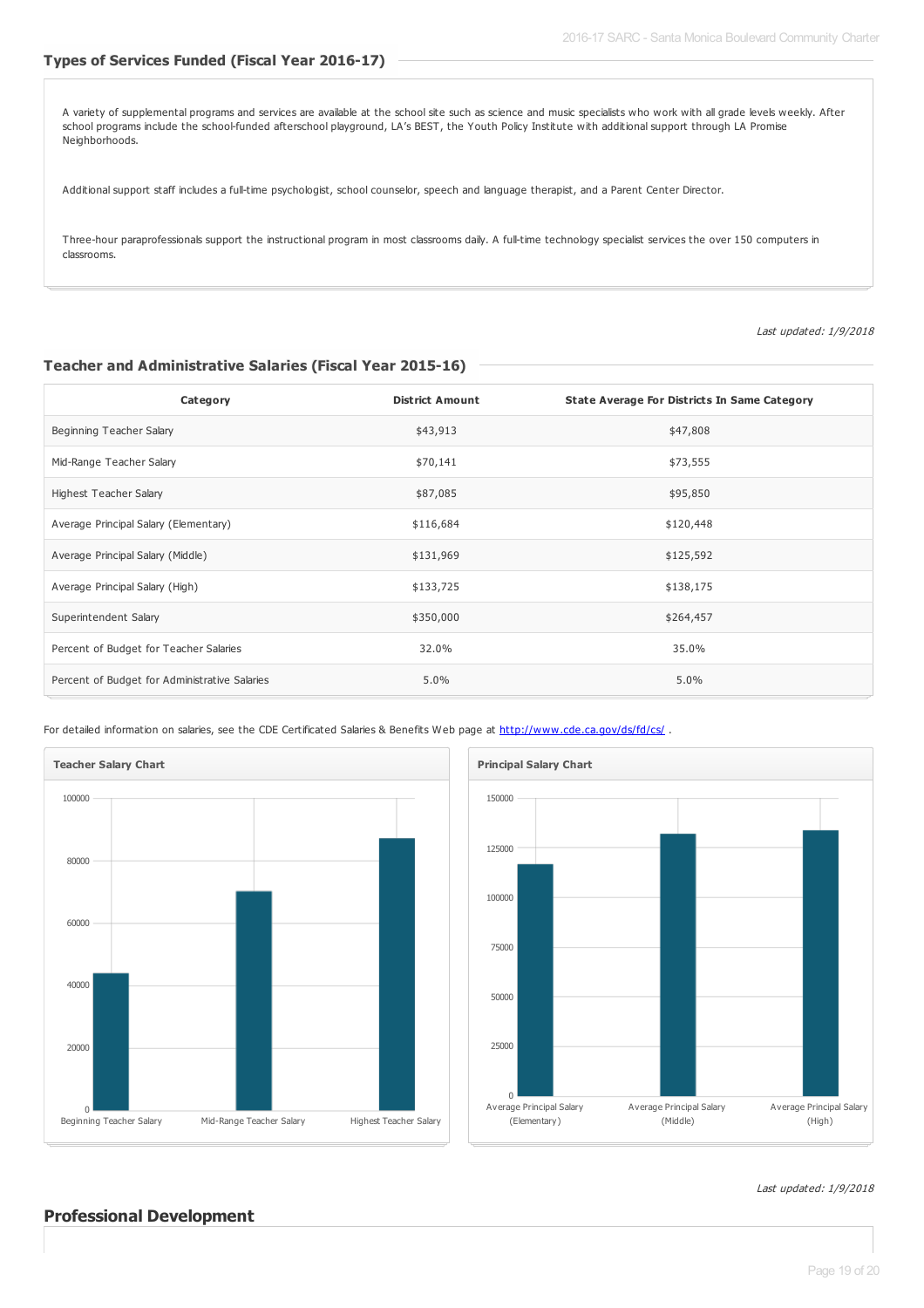## Types of Services Funded (Fiscal Year 2016-17)

A variety of supplemental programs and services are available at the school site such as science and music specialists who work with all grade levels weekly. After school programs include the school-funded afterschool playground, LA's BEST, the Youth Policy Institute with additional support through LA Promise Neighborhoods.

Additional support staff includes a full-time psychologist, school counselor, speech and language therapist, and a Parent Center Director.

Three-hour paraprofessionals support the instructional program in most classrooms daily. A full-time technology specialist services the over 150 computers in classrooms.

*Last updated: 1/9/2018*

## Teacher and Administrative Salaries (Fiscal Year 2015-16)

| Category | District Amount | State Average For Districts In Same Category |
|---|---|---|
| Beginning Teacher Salary | $43,913 | $47,808 |
| Mid-Range Teacher Salary | $70,141 | $73,555 |
| Highest Teacher Salary | $87,085 | $95,850 |
| Average Principal Salary (Elementary) | $116,684 | $120,448 |
| Average Principal Salary (Middle) | $131,969 | $125,592 |
| Average Principal Salary (High) | $133,725 | $138,175 |
| Superintendent Salary | $350,000 | $264,457 |
| Percent of Budget for Teacher Salaries | 32.0% | 35.0% |
| Percent of Budget for Administrative Salaries | 5.0% | 5.0% |

For detailed information on salaries, see the CDE Certificated Salaries & Benefits Web page at http://www.cde.ca.gov/ds/fd/cs/ .

**Teacher Salary Chart**

**Principal Salary Chart**

*Last updated: 1/9/2018*

## Professional Development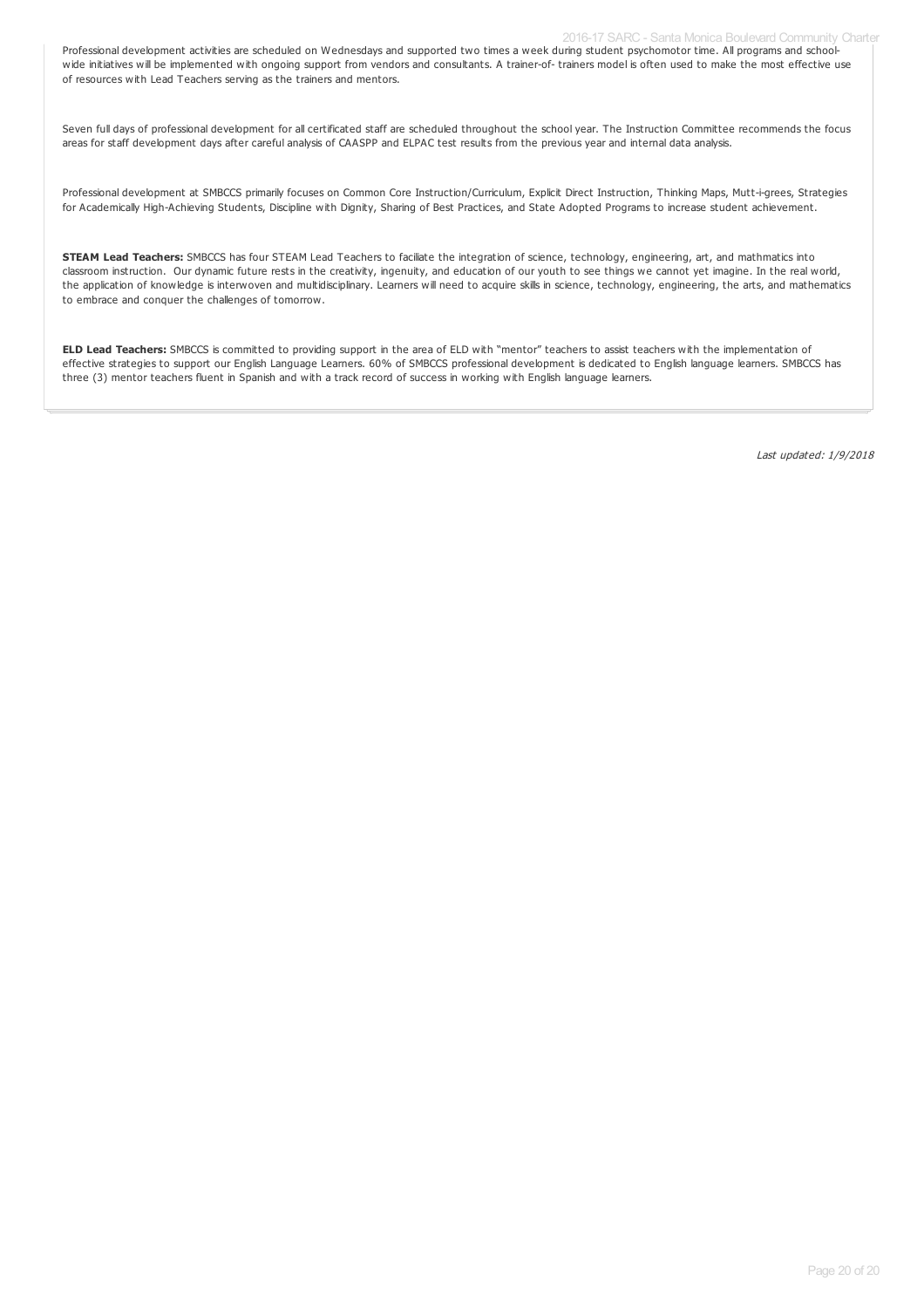Professional development activities are scheduled on Wednesdays and supported two times a week during student psychomotor time. All programs and school-wide initiatives will be implemented with ongoing support from vendors and consultants. A trainer-of- trainers model is often used to make the most effective use of resources with Lead Teachers serving as the trainers and mentors.

Seven full days of professional development for all certificated staff are scheduled throughout the school year. The Instruction Committee recommends the focus areas for staff development days after careful analysis of CAASPP and ELPAC test results from the previous year and internal data analysis.

Professional development at SMBCCS primarily focuses on Common Core Instruction/Curriculum, Explicit Direct Instruction, Thinking Maps, Mutt-i-grees, Strategies for Academically High-Achieving Students, Discipline with Dignity, Sharing of Best Practices, and State Adopted Programs to increase student achievement.

**STEAM Lead Teachers:** SMBCCS has four STEAM Lead Teachers to faciliate the integration of science, technology, engineering, art, and mathmatics into classroom instruction. Our dynamic future rests in the creativity, ingenuity, and education of our youth to see things we cannot yet imagine. In the real world, the application of knowledge is interwoven and multidisciplinary. Learners will need to acquire skills in science, technology, engineering, the arts, and mathematics to embrace and conquer the challenges of tomorrow.

**ELD Lead Teachers:** SMBCCS is committed to providing support in the area of ELD with "mentor" teachers to assist teachers with the implementation of effective strategies to support our English Language Learners. 60% of SMBCCS professional development is dedicated to English language learners. SMBCCS has three (3) mentor teachers fluent in Spanish and with a track record of success in working with English language learners.

*Last updated: 1/9/2018*